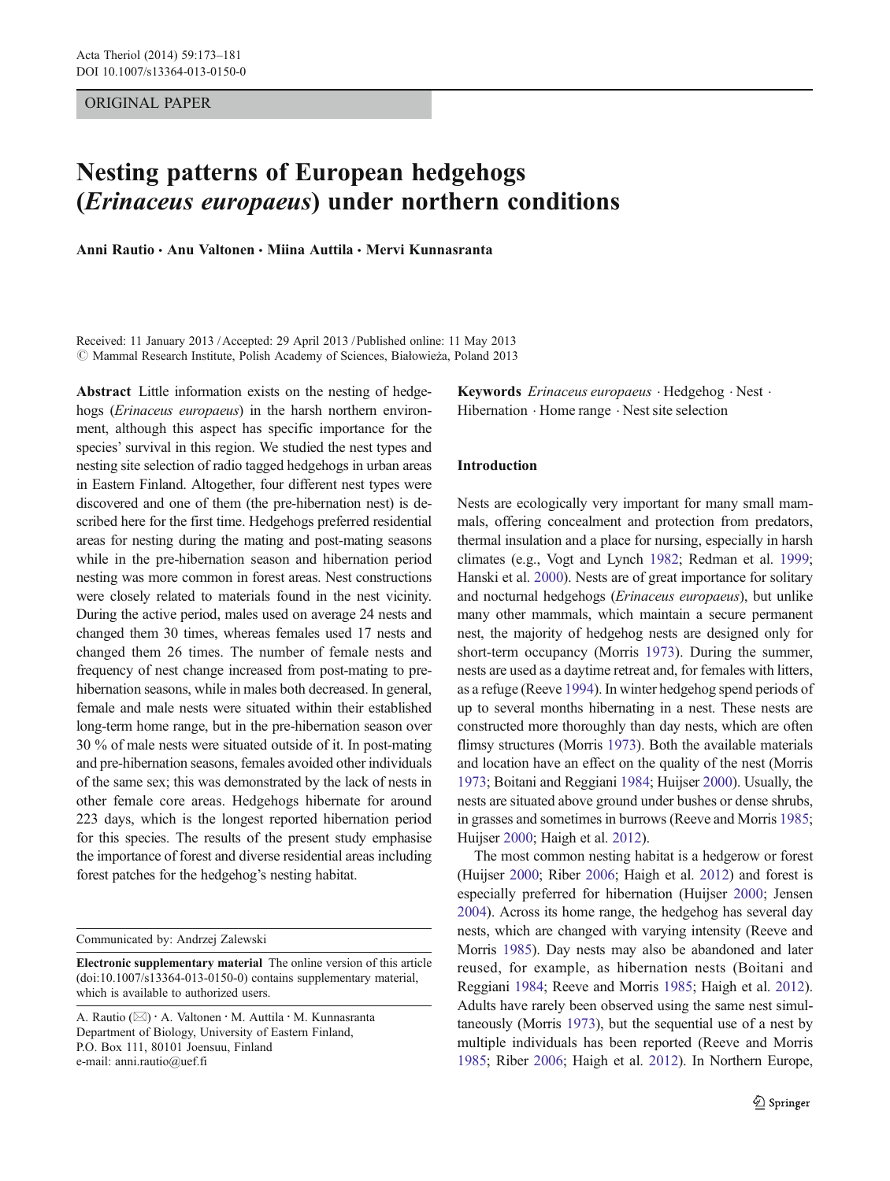ORIGINAL PAPER

# Nesting patterns of European hedgehogs (*Erinaceus europaeus*) under northern conditions

**Anni Rautio · Anu Valtonen · Miina Auttila · Mervi Kunnasranta**

Received: 11 January 2013 / Accepted: 29 April 2013 / Published online: 11 May 2013
© Mammal Research Institute, Polish Academy of Sciences, Białowieża, Poland 2013

**Abstract** Little information exists on the nesting of hedgehogs (*Erinaceus europaeus*) in the harsh northern environment, although this aspect has specific importance for the species' survival in this region. We studied the nest types and nesting site selection of radio tagged hedgehogs in urban areas in Eastern Finland. Altogether, four different nest types were discovered and one of them (the pre-hibernation nest) is described here for the first time. Hedgehogs preferred residential areas for nesting during the mating and post-mating seasons while in the pre-hibernation season and hibernation period nesting was more common in forest areas. Nest constructions were closely related to materials found in the nest vicinity. During the active period, males used on average 24 nests and changed them 30 times, whereas females used 17 nests and changed them 26 times. The number of female nests and frequency of nest change increased from post-mating to pre-hibernation seasons, while in males both decreased. In general, female and male nests were situated within their established long-term home range, but in the pre-hibernation season over 30 % of male nests were situated outside of it. In post-mating and pre-hibernation seasons, females avoided other individuals of the same sex; this was demonstrated by the lack of nests in other female core areas. Hedgehogs hibernate for around 223 days, which is the longest reported hibernation period for this species. The results of the present study emphasise the importance of forest and diverse residential areas including forest patches for the hedgehog's nesting habitat.

**Keywords** *Erinaceus europaeus* · Hedgehog · Nest · Hibernation · Home range · Nest site selection

Communicated by: Andrzej Zalewski

**Electronic supplementary material** The online version of this article (doi:10.1007/s13364-013-0150-0) contains supplementary material, which is available to authorized users.

A. Rautio (✉) · A. Valtonen · M. Auttila · M. Kunnasranta
Department of Biology, University of Eastern Finland,
P.O. Box 111, 80101 Joensuu, Finland
e-mail: anni.rautio@uef.fi

## Introduction

Nests are ecologically very important for many small mammals, offering concealment and protection from predators, thermal insulation and a place for nursing, especially in harsh climates (e.g., Vogt and Lynch 1982; Redman et al. 1999; Hanski et al. 2000). Nests are of great importance for solitary and nocturnal hedgehogs (*Erinaceus europaeus*), but unlike many other mammals, which maintain a secure permanent nest, the majority of hedgehog nests are designed only for short-term occupancy (Morris 1973). During the summer, nests are used as a daytime retreat and, for females with litters, as a refuge (Reeve 1994). In winter hedgehog spend periods of up to several months hibernating in a nest. These nests are constructed more thoroughly than day nests, which are often flimsy structures (Morris 1973). Both the available materials and location have an effect on the quality of the nest (Morris 1973; Boitani and Reggiani 1984; Huijser 2000). Usually, the nests are situated above ground under bushes or dense shrubs, in grasses and sometimes in burrows (Reeve and Morris 1985; Huijser 2000; Haigh et al. 2012).

The most common nesting habitat is a hedgerow or forest (Huijser 2000; Riber 2006; Haigh et al. 2012) and forest is especially preferred for hibernation (Huijser 2000; Jensen 2004). Across its home range, the hedgehog has several day nests, which are changed with varying intensity (Reeve and Morris 1985). Day nests may also be abandoned and later reused, for example, as hibernation nests (Boitani and Reggiani 1984; Reeve and Morris 1985; Haigh et al. 2012). Adults have rarely been observed using the same nest simultaneously (Morris 1973), but the sequential use of a nest by multiple individuals has been reported (Reeve and Morris 1985; Riber 2006; Haigh et al. 2012). In Northern Europe,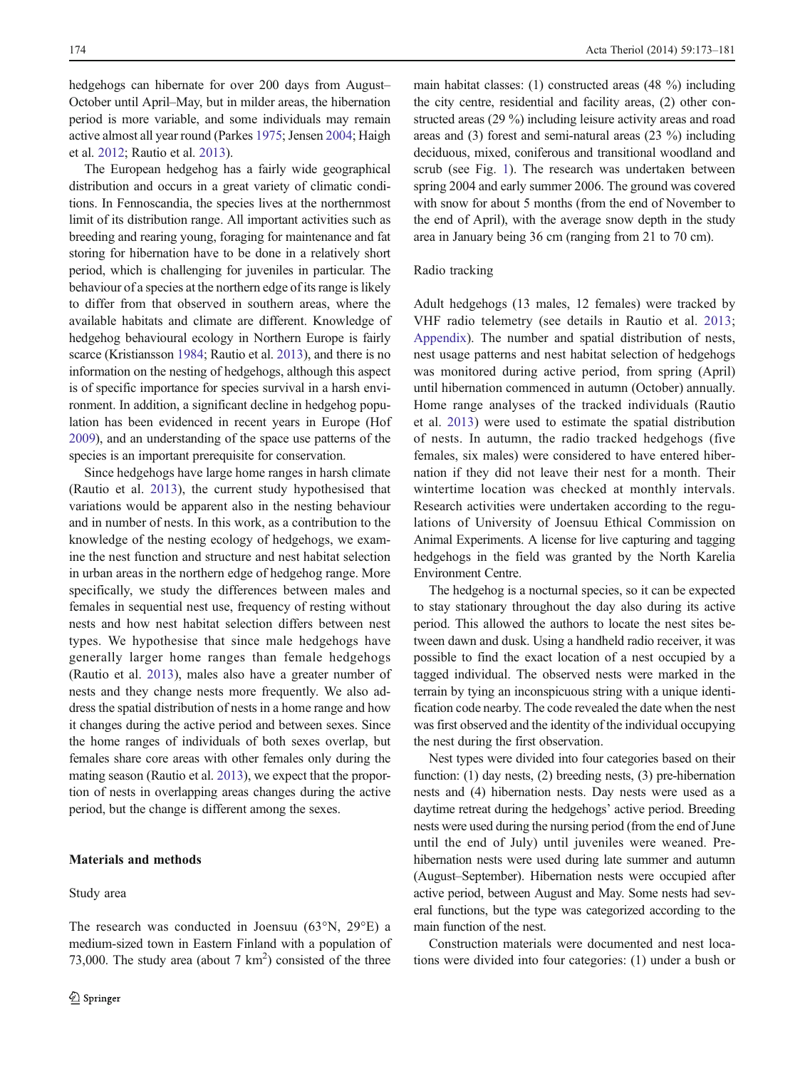hedgehogs can hibernate for over 200 days from August–October until April–May, but in milder areas, the hibernation period is more variable, and some individuals may remain active almost all year round (Parkes 1975; Jensen 2004; Haigh et al. 2012; Rautio et al. 2013).

The European hedgehog has a fairly wide geographical distribution and occurs in a great variety of climatic conditions. In Fennoscandia, the species lives at the northernmost limit of its distribution range. All important activities such as breeding and rearing young, foraging for maintenance and fat storing for hibernation have to be done in a relatively short period, which is challenging for juveniles in particular. The behaviour of a species at the northern edge of its range is likely to differ from that observed in southern areas, where the available habitats and climate are different. Knowledge of hedgehog behavioural ecology in Northern Europe is fairly scarce (Kristiansson 1984; Rautio et al. 2013), and there is no information on the nesting of hedgehogs, although this aspect is of specific importance for species survival in a harsh environment. In addition, a significant decline in hedgehog population has been evidenced in recent years in Europe (Hof 2009), and an understanding of the space use patterns of the species is an important prerequisite for conservation.

Since hedgehogs have large home ranges in harsh climate (Rautio et al. 2013), the current study hypothesised that variations would be apparent also in the nesting behaviour and in number of nests. In this work, as a contribution to the knowledge of the nesting ecology of hedgehogs, we examine the nest function and structure and nest habitat selection in urban areas in the northern edge of hedgehog range. More specifically, we study the differences between males and females in sequential nest use, frequency of resting without nests and how nest habitat selection differs between nest types. We hypothesise that since male hedgehogs have generally larger home ranges than female hedgehogs (Rautio et al. 2013), males also have a greater number of nests and they change nests more frequently. We also address the spatial distribution of nests in a home range and how it changes during the active period and between sexes. Since the home ranges of individuals of both sexes overlap, but females share core areas with other females only during the mating season (Rautio et al. 2013), we expect that the proportion of nests in overlapping areas changes during the active period, but the change is different among the sexes.

## Materials and methods

### Study area

The research was conducted in Joensuu (63°N, 29°E) a medium-sized town in Eastern Finland with a population of 73,000. The study area (about 7 km$^2$) consisted of the three main habitat classes: (1) constructed areas (48 %) including the city centre, residential and facility areas, (2) other constructed areas (29 %) including leisure activity areas and road areas and (3) forest and semi-natural areas (23 %) including deciduous, mixed, coniferous and transitional woodland and scrub (see Fig. 1). The research was undertaken between spring 2004 and early summer 2006. The ground was covered with snow for about 5 months (from the end of November to the end of April), with the average snow depth in the study area in January being 36 cm (ranging from 21 to 70 cm).

### Radio tracking

Adult hedgehogs (13 males, 12 females) were tracked by VHF radio telemetry (see details in Rautio et al. 2013; Appendix). The number and spatial distribution of nests, nest usage patterns and nest habitat selection of hedgehogs was monitored during active period, from spring (April) until hibernation commenced in autumn (October) annually. Home range analyses of the tracked individuals (Rautio et al. 2013) were used to estimate the spatial distribution of nests. In autumn, the radio tracked hedgehogs (five females, six males) were considered to have entered hibernation if they did not leave their nest for a month. Their wintertime location was checked at monthly intervals. Research activities were undertaken according to the regulations of University of Joensuu Ethical Commission on Animal Experiments. A license for live capturing and tagging hedgehogs in the field was granted by the North Karelia Environment Centre.

The hedgehog is a nocturnal species, so it can be expected to stay stationary throughout the day also during its active period. This allowed the authors to locate the nest sites between dawn and dusk. Using a handheld radio receiver, it was possible to find the exact location of a nest occupied by a tagged individual. The observed nests were marked in the terrain by tying an inconspicuous string with a unique identification code nearby. The code revealed the date when the nest was first observed and the identity of the individual occupying the nest during the first observation.

Nest types were divided into four categories based on their function: (1) day nests, (2) breeding nests, (3) pre-hibernation nests and (4) hibernation nests. Day nests were used as a daytime retreat during the hedgehogs' active period. Breeding nests were used during the nursing period (from the end of June until the end of July) until juveniles were weaned. Pre-hibernation nests were used during late summer and autumn (August–September). Hibernation nests were occupied after active period, between August and May. Some nests had several functions, but the type was categorized according to the main function of the nest.

Construction materials were documented and nest locations were divided into four categories: (1) under a bush or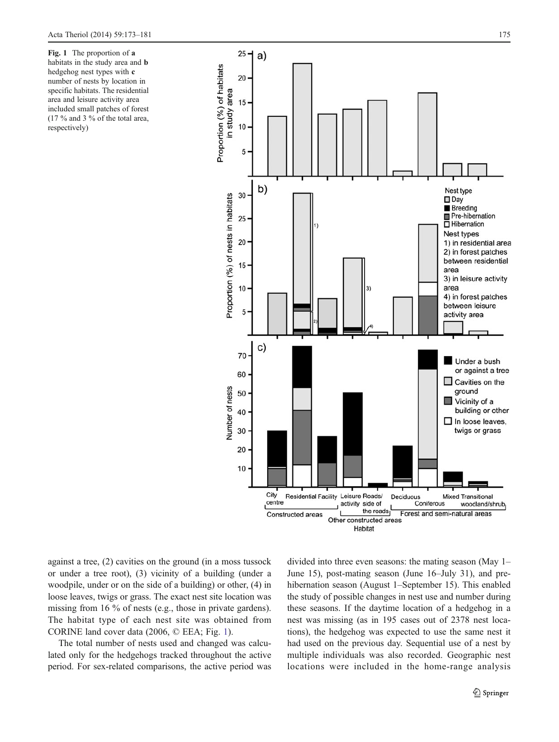Fig. 1 The proportion of **a** habitats in the study area and **b** hedgehog nest types with **c** number of nests by location in specific habitats. The residential area and leisure activity area included small patches of forest (17 % and 3 % of the total area, respectively)

against a tree, (2) cavities on the ground (in a moss tussock or under a tree root), (3) vicinity of a building (under a woodpile, under or on the side of a building) or other, (4) in loose leaves, twigs or grass. The exact nest site location was missing from 16 % of nests (e.g., those in private gardens). The habitat type of each nest site was obtained from CORINE land cover data (2006, © EEA; Fig. 1).

The total number of nests used and changed was calculated only for the hedgehogs tracked throughout the active period. For sex-related comparisons, the active period was divided into three even seasons: the mating season (May 1–June 15), post-mating season (June 16–July 31), and pre-hibernation season (August 1–September 15). This enabled the study of possible changes in nest use and number during these seasons. If the daytime location of a hedgehog in a nest was missing (as in 195 cases out of 2378 nest locations), the hedgehog was expected to use the same nest it had used on the previous day. Sequential use of a nest by multiple individuals was also recorded. Geographic nest locations were included in the home-range analysis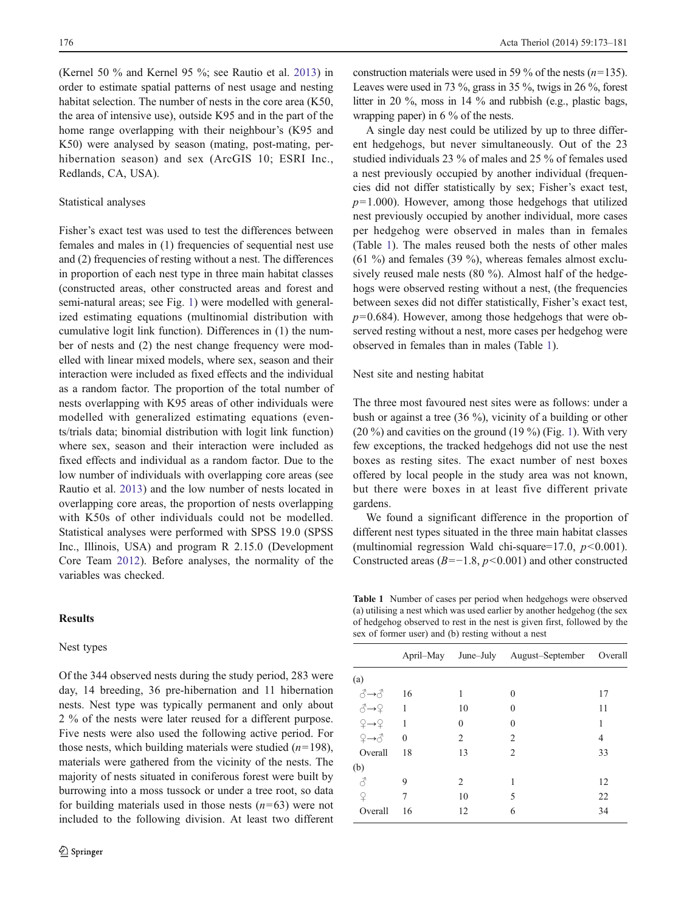(Kernel 50 % and Kernel 95 %; see Rautio et al. 2013) in order to estimate spatial patterns of nest usage and nesting habitat selection. The number of nests in the core area (K50, the area of intensive use), outside K95 and in the part of the home range overlapping with their neighbour's (K95 and K50) were analysed by season (mating, post-mating, per-hibernation season) and sex (ArcGIS 10; ESRI Inc., Redlands, CA, USA).

### Statistical analyses

Fisher's exact test was used to test the differences between females and males in (1) frequencies of sequential nest use and (2) frequencies of resting without a nest. The differences in proportion of each nest type in three main habitat classes (constructed areas, other constructed areas and forest and semi-natural areas; see Fig. 1) were modelled with generalized estimating equations (multinomial distribution with cumulative logit link function). Differences in (1) the number of nests and (2) the nest change frequency were modelled with linear mixed models, where sex, season and their interaction were included as fixed effects and the individual as a random factor. The proportion of the total number of nests overlapping with K95 areas of other individuals were modelled with generalized estimating equations (events/trials data; binomial distribution with logit link function) where sex, season and their interaction were included as fixed effects and individual as a random factor. Due to the low number of individuals with overlapping core areas (see Rautio et al. 2013) and the low number of nests located in overlapping core areas, the proportion of nests overlapping with K50s of other individuals could not be modelled. Statistical analyses were performed with SPSS 19.0 (SPSS Inc., Illinois, USA) and program R 2.15.0 (Development Core Team 2012). Before analyses, the normality of the variables was checked.

## Results

### Nest types

Of the 344 observed nests during the study period, 283 were day, 14 breeding, 36 pre-hibernation and 11 hibernation nests. Nest type was typically permanent and only about 2 % of the nests were later reused for a different purpose. Five nests were also used the following active period. For those nests, which building materials were studied ($n=198$), materials were gathered from the vicinity of the nests. The majority of nests situated in coniferous forest were built by burrowing into a moss tussock or under a tree root, so data for building materials used in those nests ($n=63$) were not included to the following division. At least two different construction materials were used in 59 % of the nests ($n=135$). Leaves were used in 73 %, grass in 35 %, twigs in 26 %, forest litter in 20 %, moss in 14 % and rubbish (e.g., plastic bags, wrapping paper) in 6 % of the nests.

A single day nest could be utilized by up to three different hedgehogs, but never simultaneously. Out of the 23 studied individuals 23 % of males and 25 % of females used a nest previously occupied by another individual (frequencies did not differ statistically by sex; Fisher's exact test, $p=1.000$). However, among those hedgehogs that utilized nest previously occupied by another individual, more cases per hedgehog were observed in males than in females (Table 1). The males reused both the nests of other males (61 %) and females (39 %), whereas females almost exclusively reused male nests (80 %). Almost half of the hedgehogs were observed resting without a nest, (the frequencies between sexes did not differ statistically, Fisher's exact test, $p=0.684$). However, among those hedgehogs that were observed resting without a nest, more cases per hedgehog were observed in females than in males (Table 1).

### Nest site and nesting habitat

The three most favoured nest sites were as follows: under a bush or against a tree (36 %), vicinity of a building or other (20 %) and cavities on the ground (19 %) (Fig. 1). With very few exceptions, the tracked hedgehogs did not use the nest boxes as resting sites. The exact number of nest boxes offered by local people in the study area was not known, but there were boxes in at least five different private gardens.

We found a significant difference in the proportion of different nest types situated in the three main habitat classes (multinomial regression Wald chi-square=17.0, $p<0.001$). Constructed areas ($B=-1.8$, $p<0.001$) and other constructed

**Table 1** Number of cases per period when hedgehogs were observed (a) utilising a nest which was used earlier by another hedgehog (the sex of hedgehog observed to rest in the nest is given first, followed by the sex of former user) and (b) resting without a nest

| | April–May | June–July | August–September | Overall |
|---|---|---|---|---|
| (a) | | | | |
| ♂→♂ | 16 | 1 | 0 | 17 |
| ♂→♀ | 1 | 10 | 0 | 11 |
| ♀→♀ | 1 | 0 | 0 | 1 |
| ♀→♂ | 0 | 2 | 2 | 4 |
| Overall | 18 | 13 | 2 | 33 |
| (b) | | | | |
| ♂ | 9 | 2 | 1 | 12 |
| ♀ | 7 | 10 | 5 | 22 |
| Overall | 16 | 12 | 6 | 34 |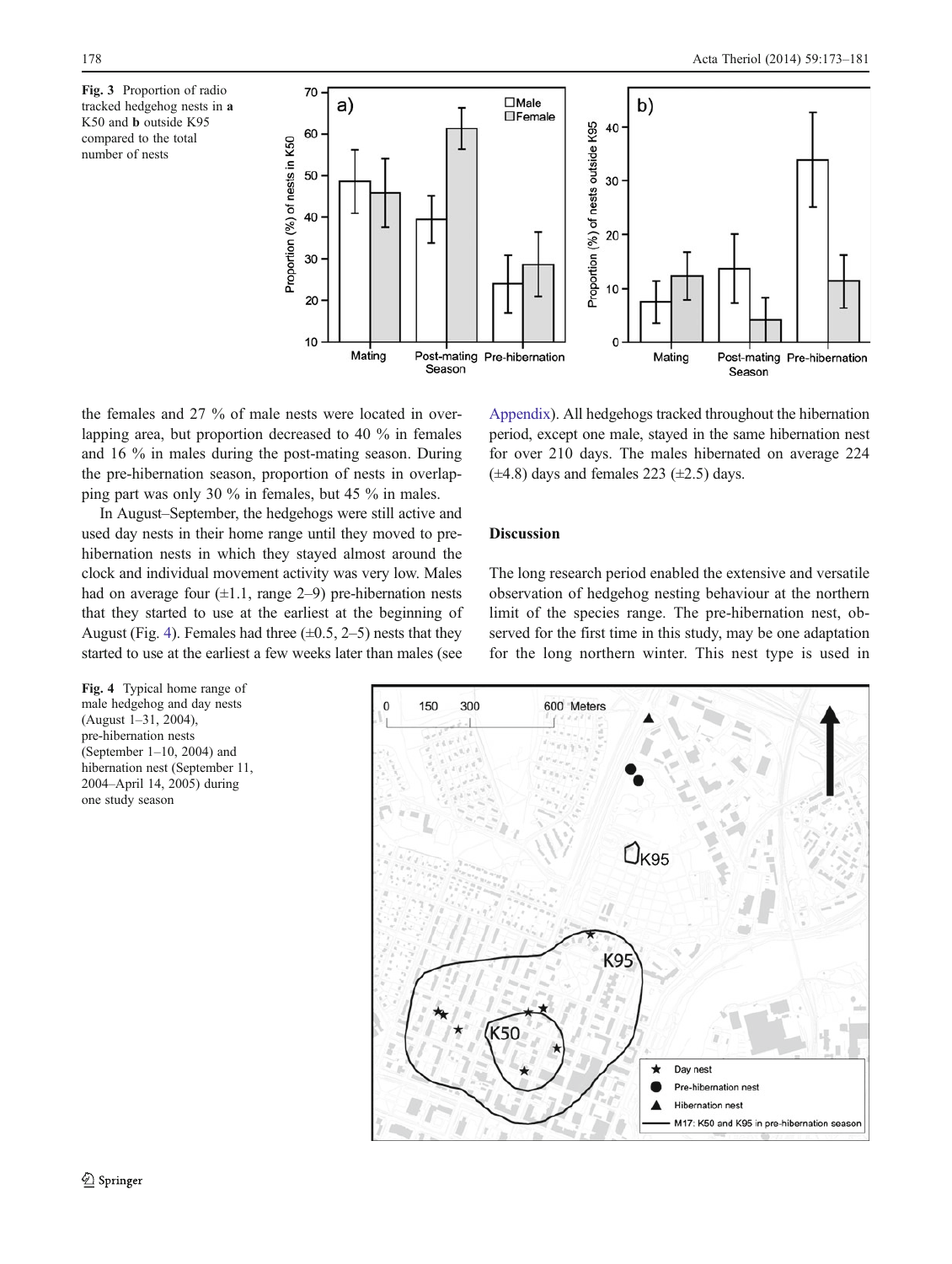Fig. 3 Proportion of radio tracked hedgehog nests in **a** K50 and **b** outside K95 compared to the total number of nests

the females and 27 % of male nests were located in overlapping area, but proportion decreased to 40 % in females and 16 % in males during the post-mating season. During the pre-hibernation season, proportion of nests in overlapping part was only 30 % in females, but 45 % in males.

In August–September, the hedgehogs were still active and used day nests in their home range until they moved to pre-hibernation nests in which they stayed almost around the clock and individual movement activity was very low. Males had on average four (±1.1, range 2–9) pre-hibernation nests that they started to use at the earliest at the beginning of August (Fig. 4). Females had three (±0.5, 2–5) nests that they started to use at the earliest a few weeks later than males (see Appendix). All hedgehogs tracked throughout the hibernation period, except one male, stayed in the same hibernation nest for over 210 days. The males hibernated on average 224 (±4.8) days and females 223 (±2.5) days.

## Discussion

The long research period enabled the extensive and versatile observation of hedgehog nesting behaviour at the northern limit of the species range. The pre-hibernation nest, observed for the first time in this study, may be one adaptation for the long northern winter. This nest type is used in

Fig. 4 Typical home range of male hedgehog and day nests (August 1–31, 2004), pre-hibernation nests (September 1–10, 2004) and hibernation nest (September 11, 2004–April 14, 2005) during one study season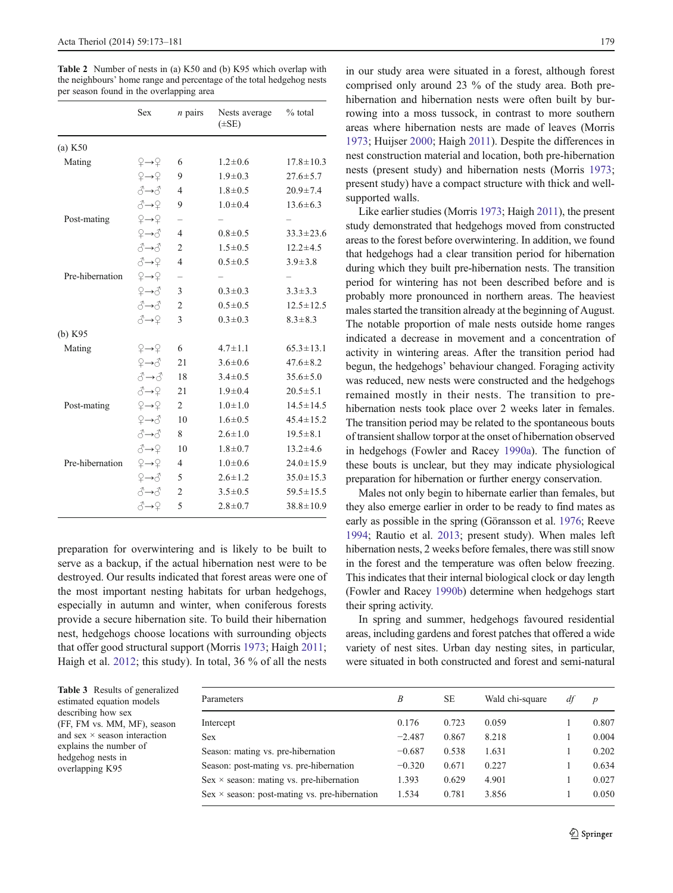**Table 2** Number of nests in (a) K50 and (b) K95 which overlap with the neighbours' home range and percentage of the total hedgehog nests per season found in the overlapping area

| | Sex | *n* pairs | Nests average (±SE) | % total |
|---|---|---|---|---|
| (a) K50 | | | | |
| Mating | ♀→♀ | 6 | 1.2±0.6 | 17.8±10.3 |
| | ♀→♂ | 9 | 1.9±0.3 | 27.6±5.7 |
| | ♂→♂ | 4 | 1.8±0.5 | 20.9±7.4 |
| | ♂→♀ | 9 | 1.0±0.4 | 13.6±6.3 |
| Post-mating | ♀→♀ | – | – | – |
| | ♀→♂ | 4 | 0.8±0.5 | 33.3±23.6 |
| | ♂→♂ | 2 | 1.5±0.5 | 12.2±4.5 |
| | ♂→♀ | 4 | 0.5±0.5 | 3.9±3.8 |
| Pre-hibernation | ♀→♀ | – | – | – |
| | ♀→♂ | 3 | 0.3±0.3 | 3.3±3.3 |
| | ♂→♂ | 2 | 0.5±0.5 | 12.5±12.5 |
| | ♂→♀ | 3 | 0.3±0.3 | 8.3±8.3 |
| (b) K95 | | | | |
| Mating | ♀→♀ | 6 | 4.7±1.1 | 65.3±13.1 |
| | ♀→♂ | 21 | 3.6±0.6 | 47.6±8.2 |
| | ♂→♂ | 18 | 3.4±0.5 | 35.6±5.0 |
| | ♂→♀ | 21 | 1.9±0.4 | 20.5±5.1 |
| Post-mating | ♀→♀ | 2 | 1.0±1.0 | 14.5±14.5 |
| | ♀→♂ | 10 | 1.6±0.5 | 45.4±15.2 |
| | ♂→♂ | 8 | 2.6±1.0 | 19.5±8.1 |
| | ♂→♀ | 10 | 1.8±0.7 | 13.2±4.6 |
| Pre-hibernation | ♀→♀ | 4 | 1.0±0.6 | 24.0±15.9 |
| | ♀→♂ | 5 | 2.6±1.2 | 35.0±15.3 |
| | ♂→♂ | 2 | 3.5±0.5 | 59.5±15.5 |
| | ♂→♀ | 5 | 2.8±0.7 | 38.8±10.9 |

preparation for overwintering and is likely to be built to serve as a backup, if the actual hibernation nest were to be destroyed. Our results indicated that forest areas were one of the most important nesting habitats for urban hedgehogs, especially in autumn and winter, when coniferous forests provide a secure hibernation site. To build their hibernation nest, hedgehogs choose locations with surrounding objects that offer good structural support (Morris 1973; Haigh 2011; Haigh et al. 2012; this study). In total, 36 % of all the nests in our study area were situated in a forest, although forest comprised only around 23 % of the study area. Both pre-hibernation and hibernation nests were often built by burrowing into a moss tussock, in contrast to more southern areas where hibernation nests are made of leaves (Morris 1973; Huijser 2000; Haigh 2011). Despite the differences in nest construction material and location, both pre-hibernation nests (present study) and hibernation nests (Morris 1973; present study) have a compact structure with thick and well-supported walls.

Like earlier studies (Morris 1973; Haigh 2011), the present study demonstrated that hedgehogs moved from constructed areas to the forest before overwintering. In addition, we found that hedgehogs had a clear transition period for hibernation during which they built pre-hibernation nests. The transition period for wintering has not been described before and is probably more pronounced in northern areas. The heaviest males started the transition already at the beginning of August. The notable proportion of male nests outside home ranges indicated a decrease in movement and a concentration of activity in wintering areas. After the transition period had begun, the hedgehogs' behaviour changed. Foraging activity was reduced, new nests were constructed and the hedgehogs remained mostly in their nests. The transition to pre-hibernation nests took place over 2 weeks later in females. The transition period may be related to the spontaneous bouts of transient shallow torpor at the onset of hibernation observed in hedgehogs (Fowler and Racey 1990a). The function of these bouts is unclear, but they may indicate physiological preparation for hibernation or further energy conservation.

Males not only begin to hibernate earlier than females, but they also emerge earlier in order to be ready to find mates as early as possible in the spring (Göransson et al. 1976; Reeve 1994; Rautio et al. 2013; present study). When males left hibernation nests, 2 weeks before females, there was still snow in the forest and the temperature was often below freezing. This indicates that their internal biological clock or day length (Fowler and Racey 1990b) determine when hedgehogs start their spring activity.

In spring and summer, hedgehogs favoured residential areas, including gardens and forest patches that offered a wide variety of nest sites. Urban day nesting sites, in particular, were situated in both constructed and forest and semi-natural

**Table 3** Results of generalized estimated equation models describing how sex (FF, FM vs. MM, MF), season and sex × season interaction explains the number of hedgehog nests in overlapping K95

| Parameters | *B* | SE | Wald chi-square | *df* | *p* |
|---|---|---|---|---|---|
| Intercept | 0.176 | 0.723 | 0.059 | 1 | 0.807 |
| Sex | −2.487 | 0.867 | 8.218 | 1 | 0.004 |
| Season: mating vs. pre-hibernation | −0.687 | 0.538 | 1.631 | 1 | 0.202 |
| Season: post-mating vs. pre-hibernation | −0.320 | 0.671 | 0.227 | 1 | 0.634 |
| Sex × season: mating vs. pre-hibernation | 1.393 | 0.629 | 4.901 | 1 | 0.027 |
| Sex × season: post-mating vs. pre-hibernation | 1.534 | 0.781 | 3.856 | 1 | 0.050 |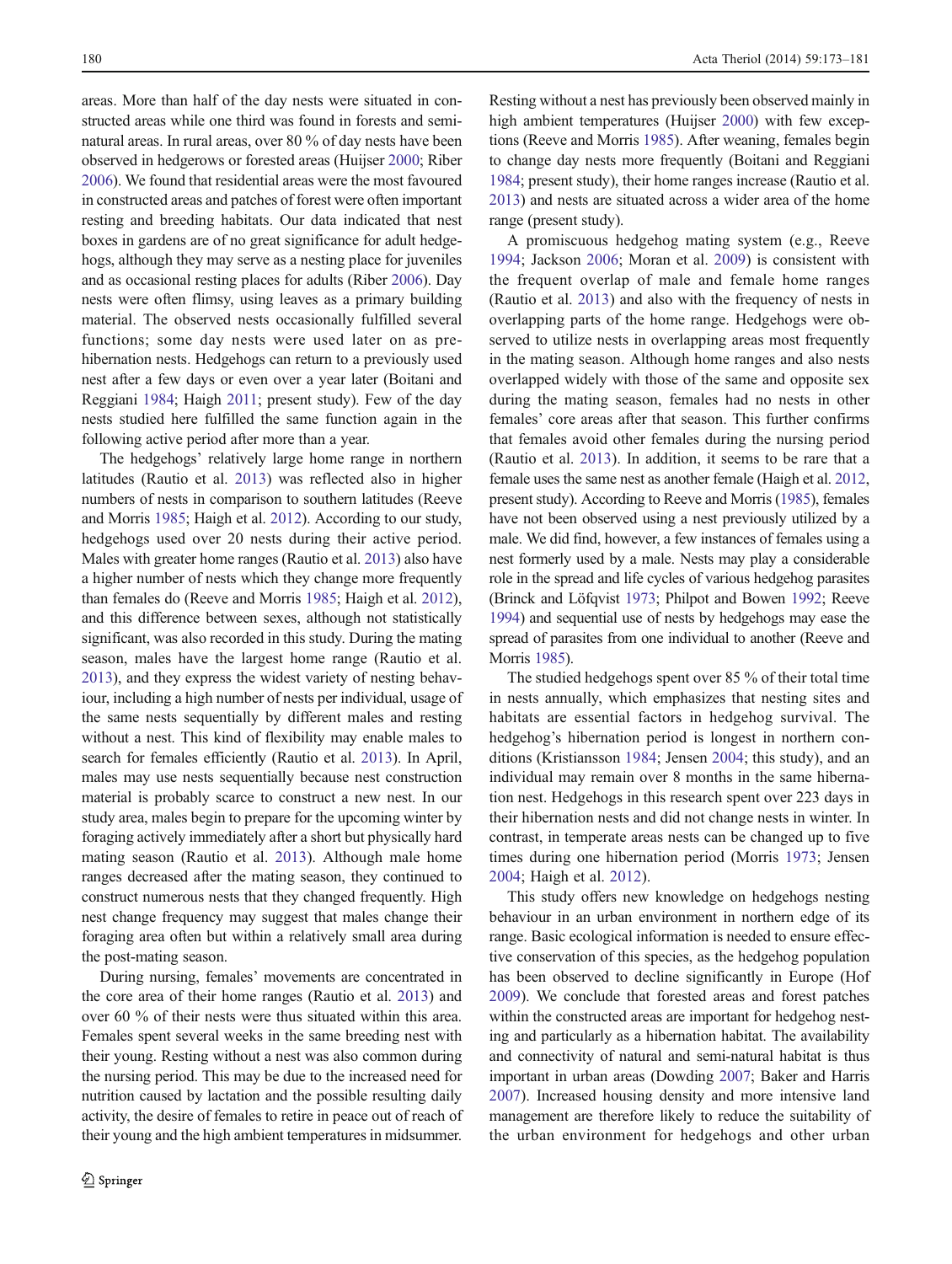areas. More than half of the day nests were situated in constructed areas while one third was found in forests and semi-natural areas. In rural areas, over 80 % of day nests have been observed in hedgerows or forested areas (Huijser 2000; Riber 2006). We found that residential areas were the most favoured in constructed areas and patches of forest were often important resting and breeding habitats. Our data indicated that nest boxes in gardens are of no great significance for adult hedgehogs, although they may serve as a nesting place for juveniles and as occasional resting places for adults (Riber 2006). Day nests were often flimsy, using leaves as a primary building material. The observed nests occasionally fulfilled several functions; some day nests were used later on as pre-hibernation nests. Hedgehogs can return to a previously used nest after a few days or even over a year later (Boitani and Reggiani 1984; Haigh 2011; present study). Few of the day nests studied here fulfilled the same function again in the following active period after more than a year.

The hedgehogs' relatively large home range in northern latitudes (Rautio et al. 2013) was reflected also in higher numbers of nests in comparison to southern latitudes (Reeve and Morris 1985; Haigh et al. 2012). According to our study, hedgehogs used over 20 nests during their active period. Males with greater home ranges (Rautio et al. 2013) also have a higher number of nests which they change more frequently than females do (Reeve and Morris 1985; Haigh et al. 2012), and this difference between sexes, although not statistically significant, was also recorded in this study. During the mating season, males have the largest home range (Rautio et al. 2013), and they express the widest variety of nesting behaviour, including a high number of nests per individual, usage of the same nests sequentially by different males and resting without a nest. This kind of flexibility may enable males to search for females efficiently (Rautio et al. 2013). In April, males may use nests sequentially because nest construction material is probably scarce to construct a new nest. In our study area, males begin to prepare for the upcoming winter by foraging actively immediately after a short but physically hard mating season (Rautio et al. 2013). Although male home ranges decreased after the mating season, they continued to construct numerous nests that they changed frequently. High nest change frequency may suggest that males change their foraging area often but within a relatively small area during the post-mating season.

During nursing, females' movements are concentrated in the core area of their home ranges (Rautio et al. 2013) and over 60 % of their nests were thus situated within this area. Females spent several weeks in the same breeding nest with their young. Resting without a nest was also common during the nursing period. This may be due to the increased need for nutrition caused by lactation and the possible resulting daily activity, the desire of females to retire in peace out of reach of their young and the high ambient temperatures in midsummer. Resting without a nest has previously been observed mainly in high ambient temperatures (Huijser 2000) with few exceptions (Reeve and Morris 1985). After weaning, females begin to change day nests more frequently (Boitani and Reggiani 1984; present study), their home ranges increase (Rautio et al. 2013) and nests are situated across a wider area of the home range (present study).

A promiscuous hedgehog mating system (e.g., Reeve 1994; Jackson 2006; Moran et al. 2009) is consistent with the frequent overlap of male and female home ranges (Rautio et al. 2013) and also with the frequency of nests in overlapping parts of the home range. Hedgehogs were observed to utilize nests in overlapping areas most frequently in the mating season. Although home ranges and also nests overlapped widely with those of the same and opposite sex during the mating season, females had no nests in other females' core areas after that season. This further confirms that females avoid other females during the nursing period (Rautio et al. 2013). In addition, it seems to be rare that a female uses the same nest as another female (Haigh et al. 2012, present study). According to Reeve and Morris (1985), females have not been observed using a nest previously utilized by a male. We did find, however, a few instances of females using a nest formerly used by a male. Nests may play a considerable role in the spread and life cycles of various hedgehog parasites (Brinck and Löfqvist 1973; Philpot and Bowen 1992; Reeve 1994) and sequential use of nests by hedgehogs may ease the spread of parasites from one individual to another (Reeve and Morris 1985).

The studied hedgehogs spent over 85 % of their total time in nests annually, which emphasizes that nesting sites and habitats are essential factors in hedgehog survival. The hedgehog's hibernation period is longest in northern conditions (Kristiansson 1984; Jensen 2004; this study), and an individual may remain over 8 months in the same hibernation nest. Hedgehogs in this research spent over 223 days in their hibernation nests and did not change nests in winter. In contrast, in temperate areas nests can be changed up to five times during one hibernation period (Morris 1973; Jensen 2004; Haigh et al. 2012).

This study offers new knowledge on hedgehogs nesting behaviour in an urban environment in northern edge of its range. Basic ecological information is needed to ensure effective conservation of this species, as the hedgehog population has been observed to decline significantly in Europe (Hof 2009). We conclude that forested areas and forest patches within the constructed areas are important for hedgehog nesting and particularly as a hibernation habitat. The availability and connectivity of natural and semi-natural habitat is thus important in urban areas (Dowding 2007; Baker and Harris 2007). Increased housing density and more intensive land management are therefore likely to reduce the suitability of the urban environment for hedgehogs and other urban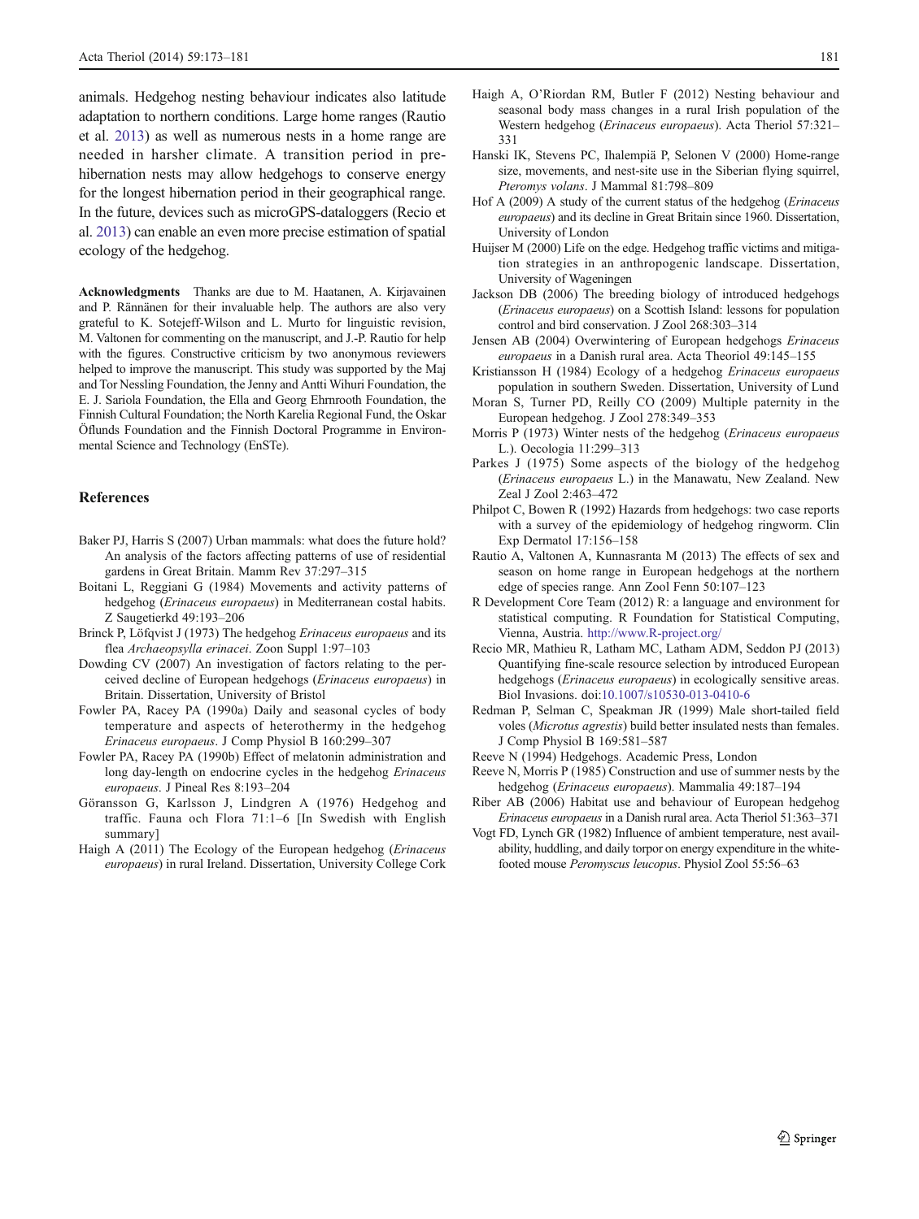animals. Hedgehog nesting behaviour indicates also latitude adaptation to northern conditions. Large home ranges (Rautio et al. 2013) as well as numerous nests in a home range are needed in harsher climate. A transition period in pre-hibernation nests may allow hedgehogs to conserve energy for the longest hibernation period in their geographical range. In the future, devices such as microGPS-dataloggers (Recio et al. 2013) can enable an even more precise estimation of spatial ecology of the hedgehog.

**Acknowledgments** Thanks are due to M. Haatanen, A. Kirjavainen and P. Rännänen for their invaluable help. The authors are also very grateful to K. Sotejeff-Wilson and L. Murto for linguistic revision, M. Valtonen for commenting on the manuscript, and J.-P. Rautio for help with the figures. Constructive criticism by two anonymous reviewers helped to improve the manuscript. This study was supported by the Maj and Tor Nessling Foundation, the Jenny and Antti Wihuri Foundation, the E. J. Sariola Foundation, the Ella and Georg Ehrnrooth Foundation, the Finnish Cultural Foundation; the North Karelia Regional Fund, the Oskar Öflunds Foundation and the Finnish Doctoral Programme in Environmental Science and Technology (EnSTe).

## References

Baker PJ, Harris S (2007) Urban mammals: what does the future hold? An analysis of the factors affecting patterns of use of residential gardens in Great Britain. Mamm Rev 37:297–315

Boitani L, Reggiani G (1984) Movements and activity patterns of hedgehog (*Erinaceus europaeus*) in Mediterranean costal habits. Z Saugetierkd 49:193–206

Brinck P, Löfqvist J (1973) The hedgehog *Erinaceus europaeus* and its flea *Archaeopsylla erinacei*. Zoon Suppl 1:97–103

Dowding CV (2007) An investigation of factors relating to the perceived decline of European hedgehogs (*Erinaceus europaeus*) in Britain. Dissertation, University of Bristol

Fowler PA, Racey PA (1990a) Daily and seasonal cycles of body temperature and aspects of heterothermy in the hedgehog *Erinaceus europaeus*. J Comp Physiol B 160:299–307

Fowler PA, Racey PA (1990b) Effect of melatonin administration and long day-length on endocrine cycles in the hedgehog *Erinaceus europaeus*. J Pineal Res 8:193–204

Göransson G, Karlsson J, Lindgren A (1976) Hedgehog and traffic. Fauna och Flora 71:1–6 [In Swedish with English summary]

Haigh A (2011) The Ecology of the European hedgehog (*Erinaceus europaeus*) in rural Ireland. Dissertation, University College Cork

Haigh A, O'Riordan RM, Butler F (2012) Nesting behaviour and seasonal body mass changes in a rural Irish population of the Western hedgehog (*Erinaceus europaeus*). Acta Theriol 57:321–331

Hanski IK, Stevens PC, Ihalempiä P, Selonen V (2000) Home-range size, movements, and nest-site use in the Siberian flying squirrel, *Pteromys volans*. J Mammal 81:798–809

Hof A (2009) A study of the current status of the hedgehog (*Erinaceus europaeus*) and its decline in Great Britain since 1960. Dissertation, University of London

Huijser M (2000) Life on the edge. Hedgehog traffic victims and mitigation strategies in an anthropogenic landscape. Dissertation, University of Wageningen

Jackson DB (2006) The breeding biology of introduced hedgehogs (*Erinaceus europaeus*) on a Scottish Island: lessons for population control and bird conservation. J Zool 268:303–314

Jensen AB (2004) Overwintering of European hedgehogs *Erinaceus europaeus* in a Danish rural area. Acta Theoriol 49:145–155

Kristiansson H (1984) Ecology of a hedgehog *Erinaceus europaeus* population in southern Sweden. Dissertation, University of Lund

Moran S, Turner PD, Reilly CO (2009) Multiple paternity in the European hedgehog. J Zool 278:349–353

Morris P (1973) Winter nests of the hedgehog (*Erinaceus europaeus* L.). Oecologia 11:299–313

Parkes J (1975) Some aspects of the biology of the hedgehog (*Erinaceus europaeus* L.) in the Manawatu, New Zealand. New Zeal J Zool 2:463–472

Philpot C, Bowen R (1992) Hazards from hedgehogs: two case reports with a survey of the epidemiology of hedgehog ringworm. Clin Exp Dermatol 17:156–158

Rautio A, Valtonen A, Kunnasranta M (2013) The effects of sex and season on home range in European hedgehogs at the northern edge of species range. Ann Zool Fenn 50:107–123

R Development Core Team (2012) R: a language and environment for statistical computing. R Foundation for Statistical Computing, Vienna, Austria. http://www.R-project.org/

Recio MR, Mathieu R, Latham MC, Latham ADM, Seddon PJ (2013) Quantifying fine-scale resource selection by introduced European hedgehogs (*Erinaceus europaeus*) in ecologically sensitive areas. Biol Invasions. doi:10.1007/s10530-013-0410-6

Redman P, Selman C, Speakman JR (1999) Male short-tailed field voles (*Microtus agrestis*) build better insulated nests than females. J Comp Physiol B 169:581–587

Reeve N (1994) Hedgehogs. Academic Press, London

Reeve N, Morris P (1985) Construction and use of summer nests by the hedgehog (*Erinaceus europaeus*). Mammalia 49:187–194

Riber AB (2006) Habitat use and behaviour of European hedgehog *Erinaceus europaeus* in a Danish rural area. Acta Theriol 51:363–371

Vogt FD, Lynch GR (1982) Influence of ambient temperature, nest availability, huddling, and daily torpor on energy expenditure in the white-footed mouse *Peromyscus leucopus*. Physiol Zool 55:56–63